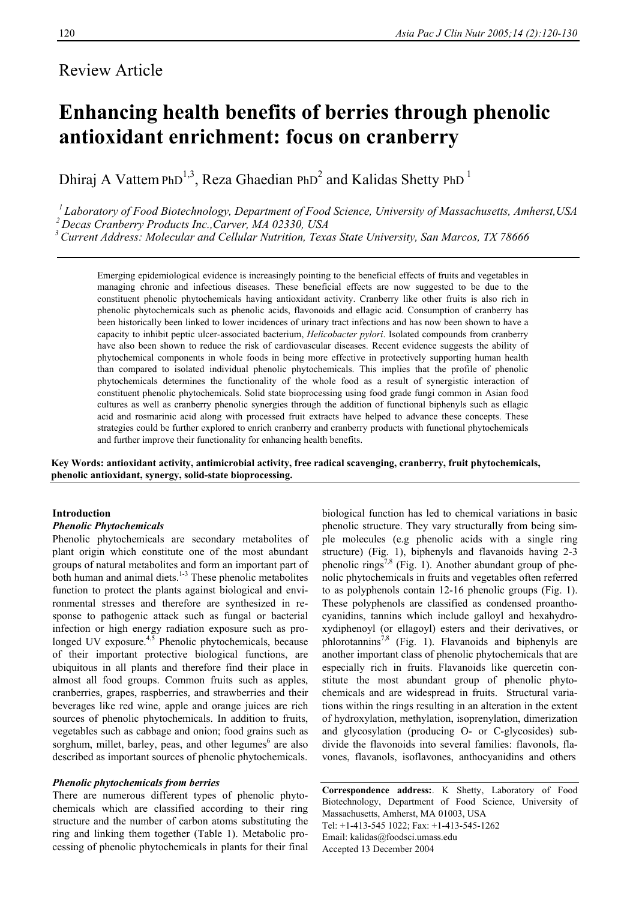Review Article

# Enhancing health benefits of berries through phenolic antioxidant enrichment: focus on cranberry

Dhiraj A Vattem PhD[1,3], Reza Ghaedian PhD[2] and Kalidas Shetty PhD [1]

[1] *Laboratory of Food Biotechnology, Department of Food Science, University of Massachusetts, Amherst,USA*
[2] *Decas Cranberry Products Inc.,Carver, MA 02330, USA*
[3] *Current Address: Molecular and Cellular Nutrition, Texas State University, San Marcos, TX 78666*

Emerging epidemiological evidence is increasingly pointing to the beneficial effects of fruits and vegetables in managing chronic and infectious diseases. These beneficial effects are now suggested to be due to the constituent phenolic phytochemicals having antioxidant activity. Cranberry like other fruits is also rich in phenolic phytochemicals such as phenolic acids, flavonoids and ellagic acid. Consumption of cranberry has been historically been linked to lower incidences of urinary tract infections and has now been shown to have a capacity to inhibit peptic ulcer-associated bacterium, *Helicobacter pylori*. Isolated compounds from cranberry have also been shown to reduce the risk of cardiovascular diseases. Recent evidence suggests the ability of phytochemical components in whole foods in being more effective in protectively supporting human health than compared to isolated individual phenolic phytochemicals. This implies that the profile of phenolic phytochemicals determines the functionality of the whole food as a result of synergistic interaction of constituent phenolic phytochemicals. Solid state bioprocessing using food grade fungi common in Asian food cultures as well as cranberry phenolic synergies through the addition of functional biphenyls such as ellagic acid and rosmarinic acid along with processed fruit extracts have helped to advance these concepts. These strategies could be further explored to enrich cranberry and cranberry products with functional phytochemicals and further improve their functionality for enhancing health benefits.

**Key Words: antioxidant activity, antimicrobial activity, free radical scavenging, cranberry, fruit phytochemicals, phenolic antioxidant, synergy, solid-state bioprocessing.**

## Introduction

### *Phenolic Phytochemicals*

Phenolic phytochemicals are secondary metabolites of plant origin which constitute one of the most abundant groups of natural metabolites and form an important part of both human and animal diets.[1-3] These phenolic metabolites function to protect the plants against biological and environmental stresses and therefore are synthesized in response to pathogenic attack such as fungal or bacterial infection or high energy radiation exposure such as prolonged UV exposure.[4,5] Phenolic phytochemicals, because of their important protective biological functions, are ubiquitous in all plants and therefore find their place in almost all food groups. Common fruits such as apples, cranberries, grapes, raspberries, and strawberries and their beverages like red wine, apple and orange juices are rich sources of phenolic phytochemicals. In addition to fruits, vegetables such as cabbage and onion; food grains such as sorghum, millet, barley, peas, and other legumes[6] are also described as important sources of phenolic phytochemicals.

### *Phenolic phytochemicals from berries*

There are numerous different types of phenolic phytochemicals which are classified according to their ring structure and the number of carbon atoms substituting the ring and linking them together (Table 1). Metabolic processing of phenolic phytochemicals in plants for their final biological function has led to chemical variations in basic phenolic structure. They vary structurally from being simple molecules (e.g phenolic acids with a single ring structure) (Fig. 1), biphenyls and flavanoids having 2-3 phenolic rings[7,8] (Fig. 1). Another abundant group of phenolic phytochemicals in fruits and vegetables often referred to as polyphenols contain 12-16 phenolic groups (Fig. 1). These polyphenols are classified as condensed proanthocyanidins, tannins which include galloyl and hexahydroxydiphenoyl (or ellagoyl) esters and their derivatives, or phlorotannins[7,8] (Fig. 1). Flavanoids and biphenyls are another important class of phenolic phytochemicals that are especially rich in fruits. Flavanoids like quercetin constitute the most abundant group of phenolic phytochemicals and are widespread in fruits. Structural variations within the rings resulting in an alteration in the extent of hydroxylation, methylation, isoprenylation, dimerization and glycosylation (producing O- or C-glycosides) subdivide the flavonoids into several families: flavonols, flavones, flavanols, isoflavones, anthocyanidins and others

**Correspondence address:**. K Shetty, Laboratory of Food Biotechnology, Department of Food Science, University of Massachusetts, Amherst, MA 01003, USA
Tel: +1-413-545 1022; Fax: +1-413-545-1262
Email: kalidas@foodsci.umass.edu
Accepted 13 December 2004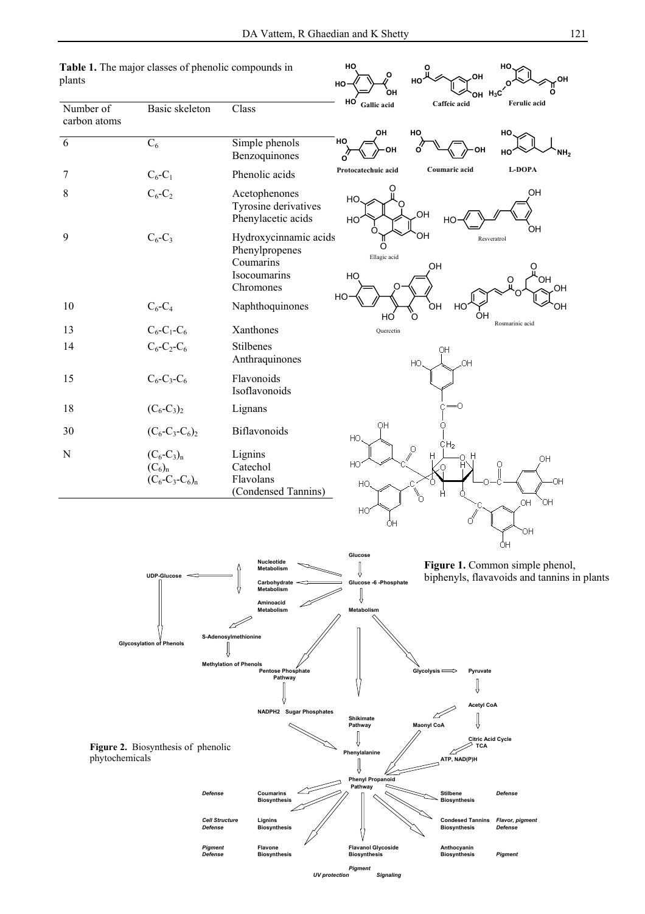**Table 1.** The major classes of phenolic compounds in plants

| Number of carbon atoms | Basic skeleton | Class |
|---|---|---|
| 6 | $C_6$ | Simple phenols<br>Benzoquinones |
| 7 | $C_6$-$C_1$ | Phenolic acids |
| 8 | $C_6$-$C_2$ | Acetophenones<br>Tyrosine derivatives<br>Phenylacetic acids |
| 9 | $C_6$-$C_3$ | Hydroxycinnamic acids<br>Phenylpropenes<br>Coumarins<br>Isocoumarins<br>Chromones |
| 10 | $C_6$-$C_4$ | Naphthoquinones |
| 13 | $C_6$-$C_1$-$C_6$ | Xanthones |
| 14 | $C_6$-$C_2$-$C_6$ | Stilbenes<br>Anthraquinones |
| 15 | $C_6$-$C_3$-$C_6$ | Flavonoids<br>Isoflavonoids |
| 18 | $(C_6$-$C_3)_2$ | Lignans |
| 30 | $(C_6$-$C_3$-$C_6)_2$ | Biflavonoids |
| N | $(C_6$-$C_3)_n$<br>$(C_6)_n$<br>$(C_6$-$C_3$-$C_6)_n$ | Lignins<br>Catechol<br>Flavolans<br>(Condensed Tannins) |

**Figure 1.** Common simple phenol, biphenyls, flavavoids and tannins in plants

**Figure 2.** Biosynthesis of phenolic phytochemicals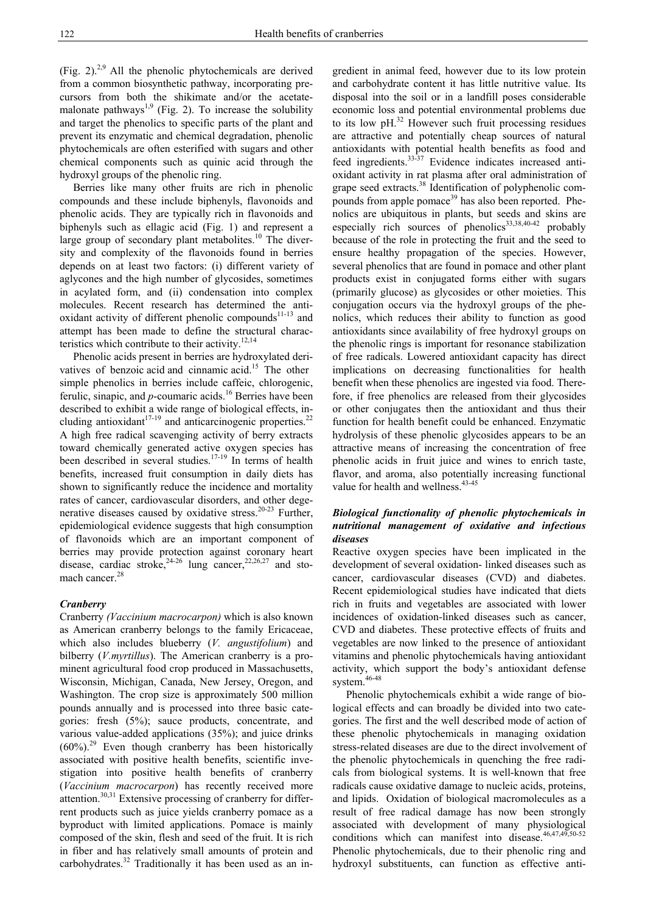(Fig. 2).[2,9] All the phenolic phytochemicals are derived from a common biosynthetic pathway, incorporating precursors from both the shikimate and/or the acetate-malonate pathways[1,9] (Fig. 2). To increase the solubility and target the phenolics to specific parts of the plant and prevent its enzymatic and chemical degradation, phenolic phytochemicals are often esterified with sugars and other chemical components such as quinic acid through the hydroxyl groups of the phenolic ring.

Berries like many other fruits are rich in phenolic compounds and these include biphenyls, flavonoids and phenolic acids. They are typically rich in flavonoids and biphenyls such as ellagic acid (Fig. 1) and represent a large group of secondary plant metabolites.[10] The diversity and complexity of the flavonoids found in berries depends on at least two factors: (i) different variety of aglycones and the high number of glycosides, sometimes in acylated form, and (ii) condensation into complex molecules. Recent research has determined the antioxidant activity of different phenolic compounds[11-13] and attempt has been made to define the structural characteristics which contribute to their activity.[12,14]

Phenolic acids present in berries are hydroxylated derivatives of benzoic acid and cinnamic acid.[15] The other simple phenolics in berries include caffeic, chlorogenic, ferulic, sinapic, and *p*-coumaric acids.[16] Berries have been described to exhibit a wide range of biological effects, including antioxidant[17-19] and anticarcinogenic properties.[22] A high free radical scavenging activity of berry extracts toward chemically generated active oxygen species has been described in several studies.[17-19] In terms of health benefits, increased fruit consumption in daily diets has shown to significantly reduce the incidence and mortality rates of cancer, cardiovascular disorders, and other degenerative diseases caused by oxidative stress.[20-23] Further, epidemiological evidence suggests that high consumption of flavonoids which are an important component of berries may provide protection against coronary heart disease, cardiac stroke,[24-26] lung cancer,[22,26,27] and stomach cancer.[28]

### *Cranberry*

Cranberry *(Vaccinium macrocarpon)* which is also known as American cranberry belongs to the family Ericaceae, which also includes blueberry (*V. angustifolium*) and bilberry (*V.myrtillus*). The American cranberry is a prominent agricultural food crop produced in Massachusetts, Wisconsin, Michigan, Canada, New Jersey, Oregon, and Washington. The crop size is approximately 500 million pounds annually and is processed into three basic categories: fresh (5%); sauce products, concentrate, and various value-added applications (35%); and juice drinks (60%).[29] Even though cranberry has been historically associated with positive health benefits, scientific investigation into positive health benefits of cranberry (*Vaccinium macrocarpon*) has recently received more attention.[30,31] Extensive processing of cranberry for different products such as juice yields cranberry pomace as a byproduct with limited applications. Pomace is mainly composed of the skin, flesh and seed of the fruit. It is rich in fiber and has relatively small amounts of protein and carbohydrates.[32] Traditionally it has been used as an ingredient in animal feed, however due to its low protein and carbohydrate content it has little nutritive value. Its disposal into the soil or in a landfill poses considerable economic loss and potential environmental problems due to its low pH.[32] However such fruit processing residues are attractive and potentially cheap sources of natural antioxidants with potential health benefits as food and feed ingredients.[33-37] Evidence indicates increased antioxidant activity in rat plasma after oral administration of grape seed extracts.[38] Identification of polyphenolic compounds from apple pomace[39] has also been reported. Phenolics are ubiquitous in plants, but seeds and skins are especially rich sources of phenolics[33,38,40-42] probably because of the role in protecting the fruit and the seed to ensure healthy propagation of the species. However, several phenolics that are found in pomace and other plant products exist in conjugated forms either with sugars (primarily glucose) as glycosides or other moieties. This conjugation occurs via the hydroxyl groups of the phenolics, which reduces their ability to function as good antioxidants since availability of free hydroxyl groups on the phenolic rings is important for resonance stabilization of free radicals. Lowered antioxidant capacity has direct implications on decreasing functionalities for health benefit when these phenolics are ingested via food. Therefore, if free phenolics are released from their glycosides or other conjugates then the antioxidant and thus their function for health benefit could be enhanced. Enzymatic hydrolysis of these phenolic glycosides appears to be an attractive means of increasing the concentration of free phenolic acids in fruit juice and wines to enrich taste, flavor, and aroma, also potentially increasing functional value for health and wellness.[43-45]

### *Biological functionality of phenolic phytochemicals in nutritional management of oxidative and infectious diseases*

Reactive oxygen species have been implicated in the development of several oxidation- linked diseases such as cancer, cardiovascular diseases (CVD) and diabetes. Recent epidemiological studies have indicated that diets rich in fruits and vegetables are associated with lower incidences of oxidation-linked diseases such as cancer, CVD and diabetes. These protective effects of fruits and vegetables are now linked to the presence of antioxidant vitamins and phenolic phytochemicals having antioxidant activity, which support the body's antioxidant defense system.[46-48]

Phenolic phytochemicals exhibit a wide range of biological effects and can broadly be divided into two categories. The first and the well described mode of action of these phenolic phytochemicals in managing oxidation stress-related diseases are due to the direct involvement of the phenolic phytochemicals in quenching the free radicals from biological systems. It is well-known that free radicals cause oxidative damage to nucleic acids, proteins, and lipids. Oxidation of biological macromolecules as a result of free radical damage has now been strongly associated with development of many physiological conditions which can manifest into disease.[46,47,49,50-52] Phenolic phytochemicals, due to their phenolic ring and hydroxyl substituents, can function as effective anti-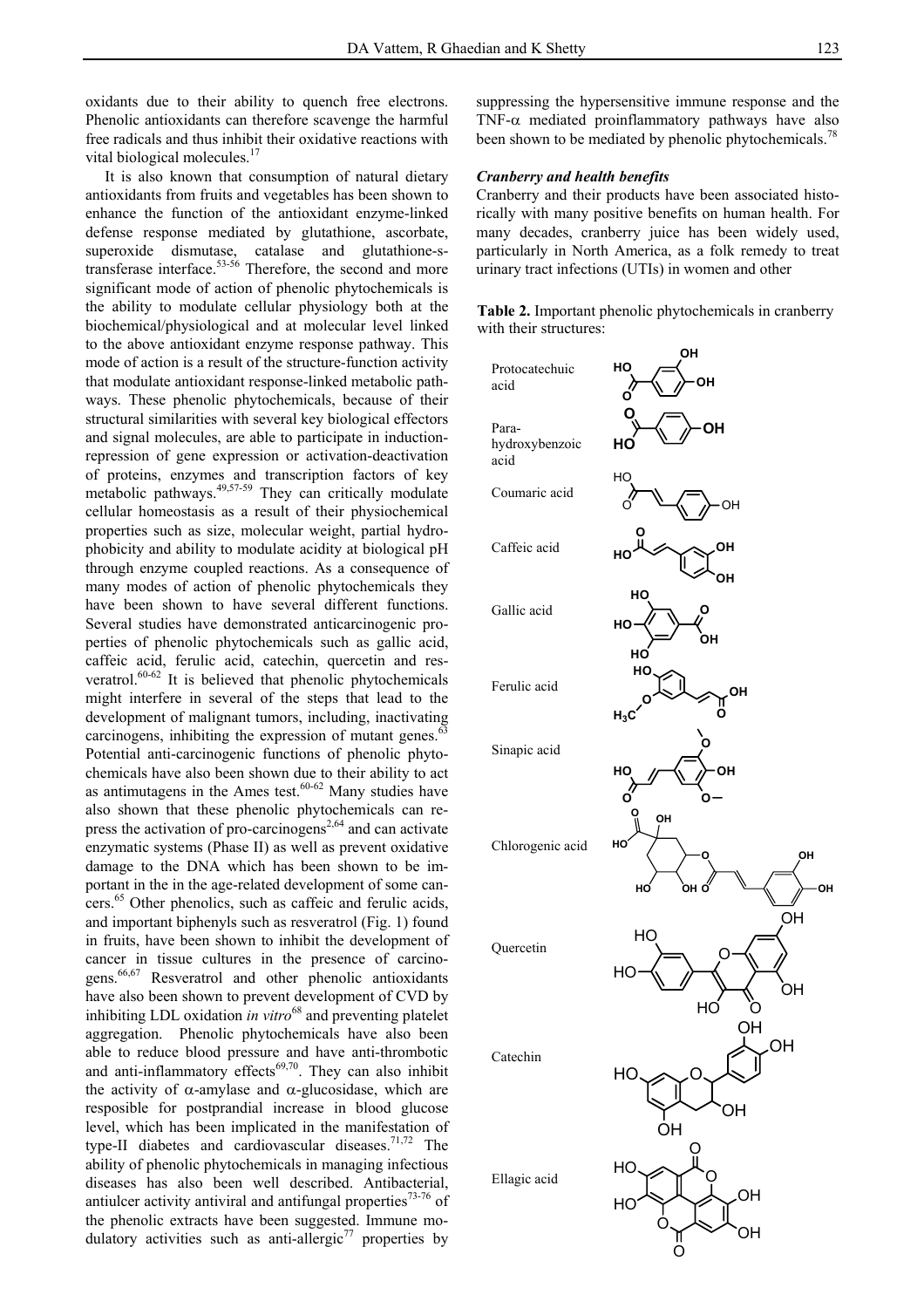oxidants due to their ability to quench free electrons. Phenolic antioxidants can therefore scavenge the harmful free radicals and thus inhibit their oxidative reactions with vital biological molecules.[17]

It is also known that consumption of natural dietary antioxidants from fruits and vegetables has been shown to enhance the function of the antioxidant enzyme-linked defense response mediated by glutathione, ascorbate, superoxide dismutase, catalase and glutathione-s-transferase interface.[53-56] Therefore, the second and more significant mode of action of phenolic phytochemicals is the ability to modulate cellular physiology both at the biochemical/physiological and at molecular level linked to the above antioxidant enzyme response pathway. This mode of action is a result of the structure-function activity that modulate antioxidant response-linked metabolic pathways. These phenolic phytochemicals, because of their structural similarities with several key biological effectors and signal molecules, are able to participate in induction-repression of gene expression or activation-deactivation of proteins, enzymes and transcription factors of key metabolic pathways.[49,57-59] They can critically modulate cellular homeostasis as a result of their physiochemical properties such as size, molecular weight, partial hydrophobicity and ability to modulate acidity at biological pH through enzyme coupled reactions. As a consequence of many modes of action of phenolic phytochemicals they have been shown to have several different functions. Several studies have demonstrated anticarcinogenic properties of phenolic phytochemicals such as gallic acid, caffeic acid, ferulic acid, catechin, quercetin and resveratrol.[60-62] It is believed that phenolic phytochemicals might interfere in several of the steps that lead to the development of malignant tumors, including, inactivating carcinogens, inhibiting the expression of mutant genes.[63] Potential anti-carcinogenic functions of phenolic phytochemicals have also been shown due to their ability to act as antimutagens in the Ames test.[60-62] Many studies have also shown that these phenolic phytochemicals can repress the activation of pro-carcinogens[2,64] and can activate enzymatic systems (Phase II) as well as prevent oxidative damage to the DNA which has been shown to be important in the in the age-related development of some cancers.[65] Other phenolics, such as caffeic and ferulic acids, and important biphenyls such as resveratrol (Fig. 1) found in fruits, have been shown to inhibit the development of cancer in tissue cultures in the presence of carcinogens.[66,67] Resveratrol and other phenolic antioxidants have also been shown to prevent development of CVD by inhibiting LDL oxidation *in vitro*[68] and preventing platelet aggregation. Phenolic phytochemicals have also been able to reduce blood pressure and have anti-thrombotic and anti-inflammatory effects[69,70]. They can also inhibit the activity of α-amylase and α-glucosidase, which are resposible for postprandial increase in blood glucose level, which has been implicated in the manifestation of type-II diabetes and cardiovascular diseases.[71,72] The ability of phenolic phytochemicals in managing infectious diseases has also been well described. Antibacterial, antiulcer activity antiviral and antifungal properties[73-76] of the phenolic extracts have been suggested. Immune modulatory activities such as anti-allergic[77] properties by suppressing the hypersensitive immune response and the TNF-α mediated proinflammatory pathways have also been shown to be mediated by phenolic phytochemicals.[78]

### *Cranberry and health benefits*

Cranberry and their products have been associated historically with many positive benefits on human health. For many decades, cranberry juice has been widely used, particularly in North America, as a folk remedy to treat urinary tract infections (UTIs) in women and other

**Table 2.** Important phenolic phytochemicals in cranberry with their structures:

| Compound | Structure |
|---|---|
| Protocatechuic acid | |
| Para-hydroxybenzoic acid | |
| Coumaric acid | |
| Caffeic acid | |
| Gallic acid | |
| Ferulic acid | |
| Sinapic acid | |
| Chlorogenic acid | |
| Quercetin | |
| Catechin | |
| Ellagic acid | |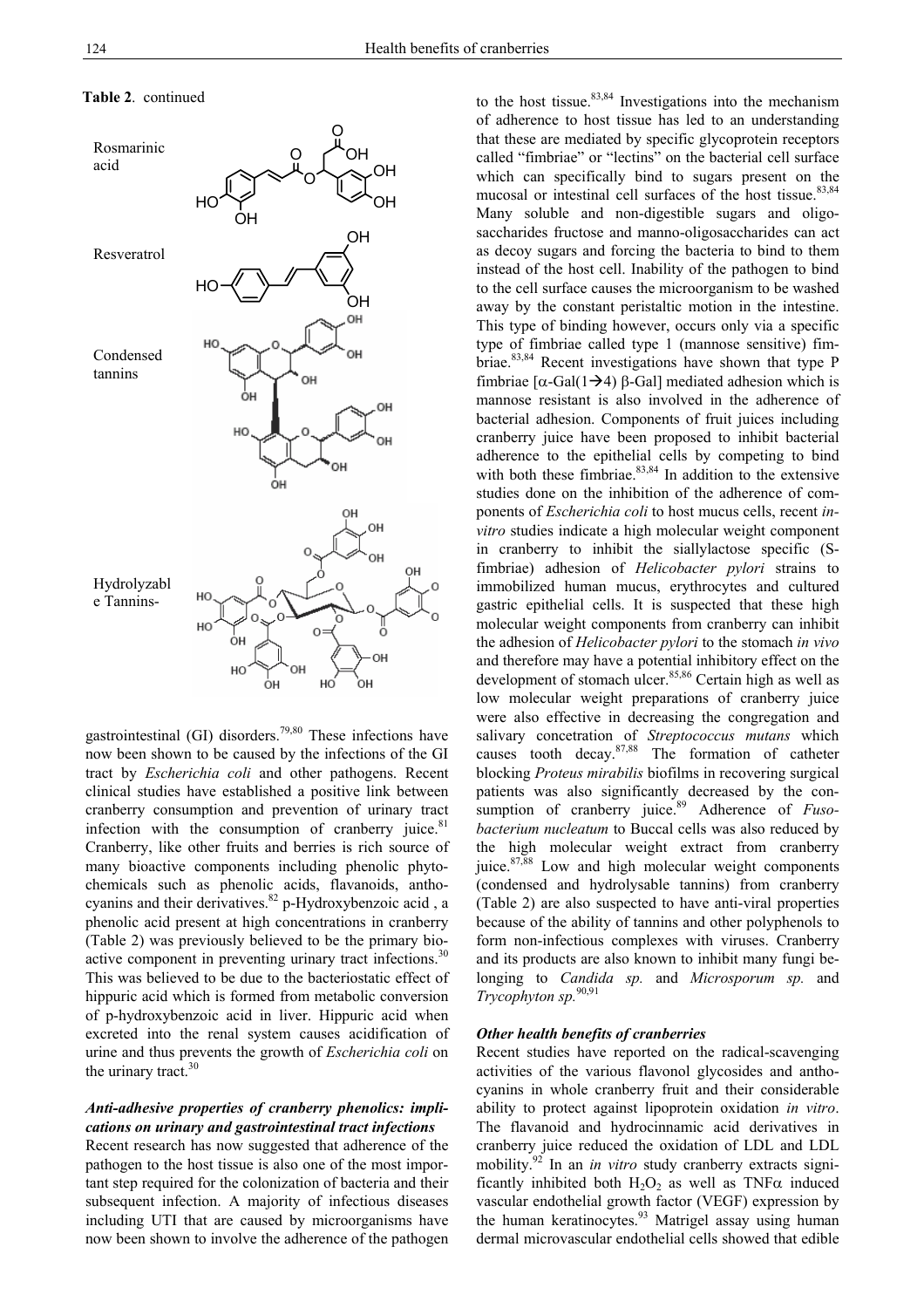**Table 2.** continued

| | |
|---|---|
| Rosmarinic acid | |
| Resveratrol | |
| Condensed tannins | |
| Hydrolyzable Tannins- | |

gastrointestinal (GI) disorders.[79,80] These infections have now been shown to be caused by the infections of the GI tract by *Escherichia coli* and other pathogens. Recent clinical studies have established a positive link between cranberry consumption and prevention of urinary tract infection with the consumption of cranberry juice.[81] Cranberry, like other fruits and berries is rich source of many bioactive components including phenolic phytochemicals such as phenolic acids, flavanoids, anthocyanins and their derivatives.[82] p-Hydroxybenzoic acid , a phenolic acid present at high concentrations in cranberry (Table 2) was previously believed to be the primary bioactive component in preventing urinary tract infections.[30] This was believed to be due to the bacteriostatic effect of hippuric acid which is formed from metabolic conversion of p-hydroxybenzoic acid in liver. Hippuric acid when excreted into the renal system causes acidification of urine and thus prevents the growth of *Escherichia coli* on the urinary tract.[30]

### *Anti-adhesive properties of cranberry phenolics: implications on urinary and gastrointestinal tract infections*

Recent research has now suggested that adherence of the pathogen to the host tissue is also one of the most important step required for the colonization of bacteria and their subsequent infection. A majority of infectious diseases including UTI that are caused by microorganisms have now been shown to involve the adherence of the pathogen to the host tissue.[83,84] Investigations into the mechanism of adherence to host tissue has led to an understanding that these are mediated by specific glycoprotein receptors called "fimbriae" or "lectins" on the bacterial cell surface which can specifically bind to sugars present on the mucosal or intestinal cell surfaces of the host tissue.[83,84] Many soluble and non-digestible sugars and oligosaccharides fructose and manno-oligosaccharides can act as decoy sugars and forcing the bacteria to bind to them instead of the host cell. Inability of the pathogen to bind to the cell surface causes the microorganism to be washed away by the constant peristaltic motion in the intestine. This type of binding however, occurs only via a specific type of fimbriae called type 1 (mannose sensitive) fimbriae.[83,84] Recent investigations have shown that type P fimbriae [α-Gal(1→4) β-Gal] mediated adhesion which is mannose resistant is also involved in the adherence of bacterial adhesion. Components of fruit juices including cranberry juice have been proposed to inhibit bacterial adherence to the epithelial cells by competing to bind with both these fimbriae.[83,84] In addition to the extensive studies done on the inhibition of the adherence of components of *Escherichia coli* to host mucus cells, recent *in-vitro* studies indicate a high molecular weight component in cranberry to inhibit the siallylactose specific (S-fimbriae) adhesion of *Helicobacter pylori* strains to immobilized human mucus, erythrocytes and cultured gastric epithelial cells. It is suspected that these high molecular weight components from cranberry can inhibit the adhesion of *Helicobacter pylori* to the stomach *in vivo* and therefore may have a potential inhibitory effect on the development of stomach ulcer.[85,86] Certain high as well as low molecular weight preparations of cranberry juice were also effective in decreasing the congregation and salivary concetration of *Streptococcus mutans* which causes tooth decay.[87,88] The formation of catheter blocking *Proteus mirabilis* biofilms in recovering surgical patients was also significantly decreased by the consumption of cranberry juice.[89] Adherence of *Fusobacterium nucleatum* to Buccal cells was also reduced by the high molecular weight extract from cranberry juice.[87,88] Low and high molecular weight components (condensed and hydrolysable tannins) from cranberry (Table 2) are also suspected to have anti-viral properties because of the ability of tannins and other polyphenols to form non-infectious complexes with viruses. Cranberry and its products are also known to inhibit many fungi belonging to *Candida sp.* and *Microsporum sp.* and *Trycophyton sp.*[90,91]

### *Other health benefits of cranberries*

Recent studies have reported on the radical-scavenging activities of the various flavonol glycosides and anthocyanins in whole cranberry fruit and their considerable ability to protect against lipoprotein oxidation *in vitro*. The flavanoid and hydrocinnamic acid derivatives in cranberry juice reduced the oxidation of LDL and LDL mobility.[92] In an *in vitro* study cranberry extracts significantly inhibited both $H_2O_2$ as well as TNFα induced vascular endothelial growth factor (VEGF) expression by the human keratinocytes.[93] Matrigel assay using human dermal microvascular endothelial cells showed that edible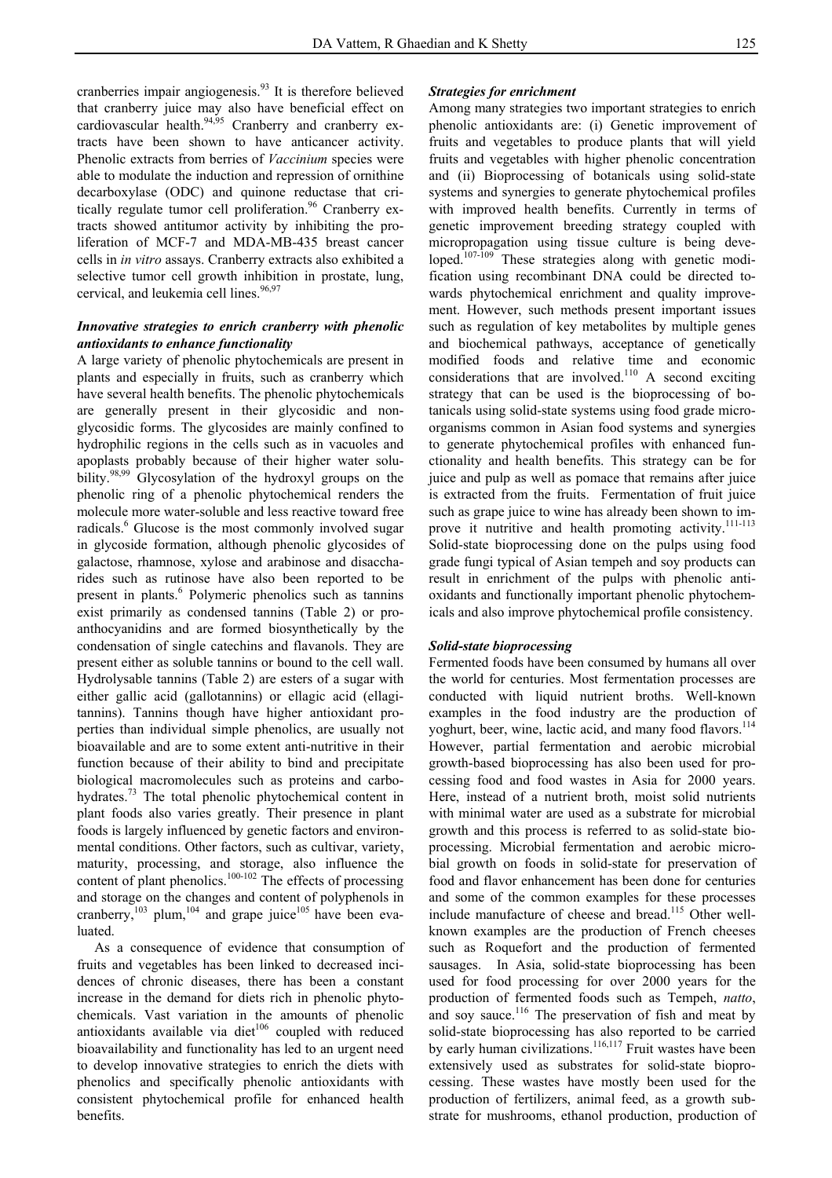cranberries impair angiogenesis.[93] It is therefore believed that cranberry juice may also have beneficial effect on cardiovascular health.[94,95] Cranberry and cranberry extracts have been shown to have anticancer activity. Phenolic extracts from berries of *Vaccinium* species were able to modulate the induction and repression of ornithine decarboxylase (ODC) and quinone reductase that critically regulate tumor cell proliferation.[96] Cranberry extracts showed antitumor activity by inhibiting the proliferation of MCF-7 and MDA-MB-435 breast cancer cells in *in vitro* assays. Cranberry extracts also exhibited a selective tumor cell growth inhibition in prostate, lung, cervical, and leukemia cell lines.[96,97]

### *Innovative strategies to enrich cranberry with phenolic antioxidants to enhance functionality*

A large variety of phenolic phytochemicals are present in plants and especially in fruits, such as cranberry which have several health benefits. The phenolic phytochemicals are generally present in their glycosidic and non-glycosidic forms. The glycosides are mainly confined to hydrophilic regions in the cells such as in vacuoles and apoplasts probably because of their higher water solubility.[98,99] Glycosylation of the hydroxyl groups on the phenolic ring of a phenolic phytochemical renders the molecule more water-soluble and less reactive toward free radicals.[6] Glucose is the most commonly involved sugar in glycoside formation, although phenolic glycosides of galactose, rhamnose, xylose and arabinose and disaccharides such as rutinose have also been reported to be present in plants.[6] Polymeric phenolics such as tannins exist primarily as condensed tannins (Table 2) or proanthocyanidins and are formed biosynthetically by the condensation of single catechins and flavanols. They are present either as soluble tannins or bound to the cell wall. Hydrolysable tannins (Table 2) are esters of a sugar with either gallic acid (gallotannins) or ellagic acid (ellagitannins). Tannins though have higher antioxidant properties than individual simple phenolics, are usually not bioavailable and are to some extent anti-nutritive in their function because of their ability to bind and precipitate biological macromolecules such as proteins and carbohydrates.[73] The total phenolic phytochemical content in plant foods also varies greatly. Their presence in plant foods is largely influenced by genetic factors and environmental conditions. Other factors, such as cultivar, variety, maturity, processing, and storage, also influence the content of plant phenolics.[100-102] The effects of processing and storage on the changes and content of polyphenols in cranberry,[103] plum,[104] and grape juice[105] have been evaluated.

As a consequence of evidence that consumption of fruits and vegetables has been linked to decreased incidences of chronic diseases, there has been a constant increase in the demand for diets rich in phenolic phytochemicals. Vast variation in the amounts of phenolic antioxidants available via diet[106] coupled with reduced bioavailability and functionality has led to an urgent need to develop innovative strategies to enrich the diets with phenolics and specifically phenolic antioxidants with consistent phytochemical profile for enhanced health benefits.

### *Strategies for enrichment*

Among many strategies two important strategies to enrich phenolic antioxidants are: (i) Genetic improvement of fruits and vegetables to produce plants that will yield fruits and vegetables with higher phenolic concentration and (ii) Bioprocessing of botanicals using solid-state systems and synergies to generate phytochemical profiles with improved health benefits. Currently in terms of genetic improvement breeding strategy coupled with micropropagation using tissue culture is being developed.[107-109] These strategies along with genetic modification using recombinant DNA could be directed towards phytochemical enrichment and quality improvement. However, such methods present important issues such as regulation of key metabolites by multiple genes and biochemical pathways, acceptance of genetically modified foods and relative time and economic considerations that are involved.[110] A second exciting strategy that can be used is the bioprocessing of botanicals using solid-state systems using food grade microorganisms common in Asian food systems and synergies to generate phytochemical profiles with enhanced functionality and health benefits. This strategy can be for juice and pulp as well as pomace that remains after juice is extracted from the fruits. Fermentation of fruit juice such as grape juice to wine has already been shown to improve it nutritive and health promoting activity.[111-113] Solid-state bioprocessing done on the pulps using food grade fungi typical of Asian tempeh and soy products can result in enrichment of the pulps with phenolic antioxidants and functionally important phenolic phytochemicals and also improve phytochemical profile consistency.

### *Solid-state bioprocessing*

Fermented foods have been consumed by humans all over the world for centuries. Most fermentation processes are conducted with liquid nutrient broths. Well-known examples in the food industry are the production of yoghurt, beer, wine, lactic acid, and many food flavors.[114] However, partial fermentation and aerobic microbial growth-based bioprocessing has also been used for processing food and food wastes in Asia for 2000 years. Here, instead of a nutrient broth, moist solid nutrients with minimal water are used as a substrate for microbial growth and this process is referred to as solid-state bioprocessing. Microbial fermentation and aerobic microbial growth on foods in solid-state for preservation of food and flavor enhancement has been done for centuries and some of the common examples for these processes include manufacture of cheese and bread.[115] Other well-known examples are the production of French cheeses such as Roquefort and the production of fermented sausages. In Asia, solid-state bioprocessing has been used for food processing for over 2000 years for the production of fermented foods such as Tempeh, *natto*, and soy sauce.[116] The preservation of fish and meat by solid-state bioprocessing has also reported to be carried by early human civilizations.[116,117] Fruit wastes have been extensively used as substrates for solid-state bioprocessing. These wastes have mostly been used for the production of fertilizers, animal feed, as a growth substrate for mushrooms, ethanol production, production of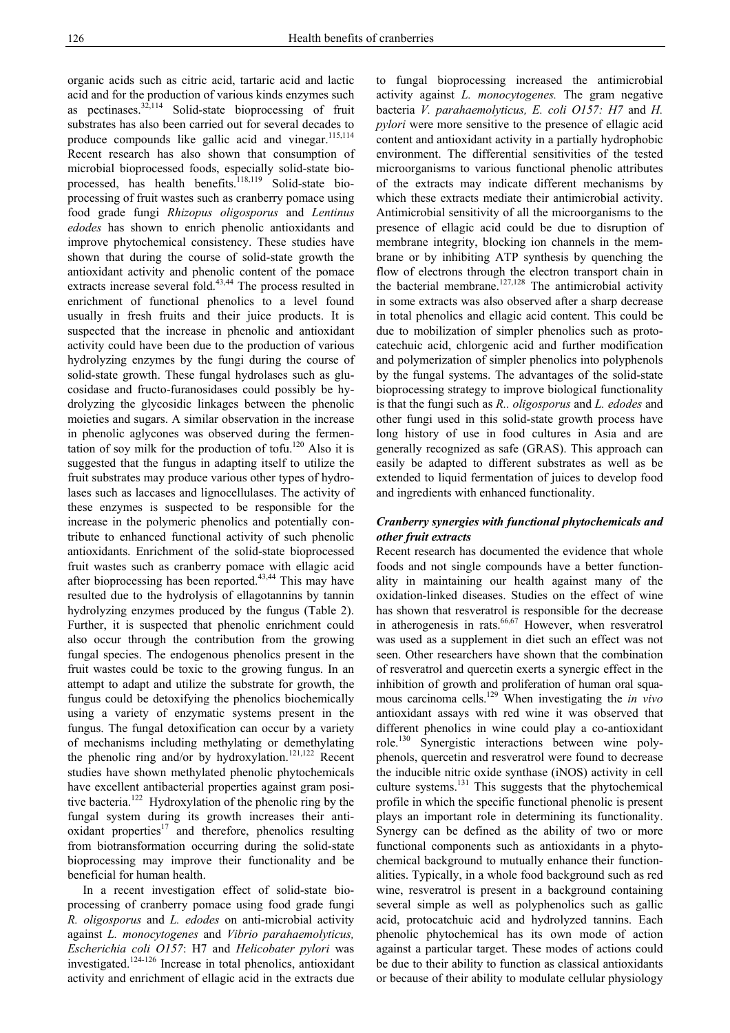organic acids such as citric acid, tartaric acid and lactic acid and for the production of various kinds enzymes such as pectinases.[32,114] Solid-state bioprocessing of fruit substrates has also been carried out for several decades to produce compounds like gallic acid and vinegar.[115,114] Recent research has also shown that consumption of microbial bioprocessed foods, especially solid-state bioprocessed, has health benefits.[118,119] Solid-state bioprocessing of fruit wastes such as cranberry pomace using food grade fungi *Rhizopus oligosporus* and *Lentinus edodes* has shown to enrich phenolic antioxidants and improve phytochemical consistency. These studies have shown that during the course of solid-state growth the antioxidant activity and phenolic content of the pomace extracts increase several fold.[43,44] The process resulted in enrichment of functional phenolics to a level found usually in fresh fruits and their juice products. It is suspected that the increase in phenolic and antioxidant activity could have been due to the production of various hydrolyzing enzymes by the fungi during the course of solid-state growth. These fungal hydrolases such as glucosidase and fructo-furanosidases could possibly be hydrolyzing the glycosidic linkages between the phenolic moieties and sugars. A similar observation in the increase in phenolic aglycones was observed during the fermentation of soy milk for the production of tofu.[120] Also it is suggested that the fungus in adapting itself to utilize the fruit substrates may produce various other types of hydrolases such as laccases and lignocellulases. The activity of these enzymes is suspected to be responsible for the increase in the polymeric phenolics and potentially contribute to enhanced functional activity of such phenolic antioxidants. Enrichment of the solid-state bioprocessed fruit wastes such as cranberry pomace with ellagic acid after bioprocessing has been reported.[43,44] This may have resulted due to the hydrolysis of ellagotannins by tannin hydrolyzing enzymes produced by the fungus (Table 2). Further, it is suspected that phenolic enrichment could also occur through the contribution from the growing fungal species. The endogenous phenolics present in the fruit wastes could be toxic to the growing fungus. In an attempt to adapt and utilize the substrate for growth, the fungus could be detoxifying the phenolics biochemically using a variety of enzymatic systems present in the fungus. The fungal detoxification can occur by a variety of mechanisms including methylating or demethylating the phenolic ring and/or by hydroxylation.[121,122] Recent studies have shown methylated phenolic phytochemicals have excellent antibacterial properties against gram positive bacteria.[122] Hydroxylation of the phenolic ring by the fungal system during its growth increases their antioxidant properties[17] and therefore, phenolics resulting from biotransformation occurring during the solid-state bioprocessing may improve their functionality and be beneficial for human health.

In a recent investigation effect of solid-state bioprocessing of cranberry pomace using food grade fungi *R. oligosporus* and *L. edodes* on anti-microbial activity against *L. monocytogenes* and *Vibrio parahaemolyticus, Escherichia coli O157*: H7 and *Helicobater pylori* was investigated.[124-126] Increase in total phenolics, antioxidant activity and enrichment of ellagic acid in the extracts due to fungal bioprocessing increased the antimicrobial activity against *L. monocytogenes.* The gram negative bacteria *V. parahaemolyticus, E. coli O157: H7* and *H. pylori* were more sensitive to the presence of ellagic acid content and antioxidant activity in a partially hydrophobic environment. The differential sensitivities of the tested microorganisms to various functional phenolic attributes of the extracts may indicate different mechanisms by which these extracts mediate their antimicrobial activity. Antimicrobial sensitivity of all the microorganisms to the presence of ellagic acid could be due to disruption of membrane integrity, blocking ion channels in the membrane or by inhibiting ATP synthesis by quenching the flow of electrons through the electron transport chain in the bacterial membrane.[127,128] The antimicrobial activity in some extracts was also observed after a sharp decrease in total phenolics and ellagic acid content. This could be due to mobilization of simpler phenolics such as protocatechuic acid, chlorgenic acid and further modification and polymerization of simpler phenolics into polyphenols by the fungal systems. The advantages of the solid-state bioprocessing strategy to improve biological functionality is that the fungi such as *R.. oligosporus* and *L. edodes* and other fungi used in this solid-state growth process have long history of use in food cultures in Asia and are generally recognized as safe (GRAS). This approach can easily be adapted to different substrates as well as be extended to liquid fermentation of juices to develop food and ingredients with enhanced functionality.

### *Cranberry synergies with functional phytochemicals and other fruit extracts*

Recent research has documented the evidence that whole foods and not single compounds have a better functionality in maintaining our health against many of the oxidation-linked diseases. Studies on the effect of wine has shown that resveratrol is responsible for the decrease in atherogenesis in rats.[66,67] However, when resveratrol was used as a supplement in diet such an effect was not seen. Other researchers have shown that the combination of resveratrol and quercetin exerts a synergic effect in the inhibition of growth and proliferation of human oral squamous carcinoma cells.[129] When investigating the *in vivo* antioxidant assays with red wine it was observed that different phenolics in wine could play a co-antioxidant role.[130] Synergistic interactions between wine polyphenols, quercetin and resveratrol were found to decrease the inducible nitric oxide synthase (iNOS) activity in cell culture systems.[131] This suggests that the phytochemical profile in which the specific functional phenolic is present plays an important role in determining its functionality. Synergy can be defined as the ability of two or more functional components such as antioxidants in a phytochemical background to mutually enhance their functionalities. Typically, in a whole food background such as red wine, resveratrol is present in a background containing several simple as well as polyphenolics such as gallic acid, protocatchuic acid and hydrolyzed tannins. Each phenolic phytochemical has its own mode of action against a particular target. These modes of actions could be due to their ability to function as classical antioxidants or because of their ability to modulate cellular physiology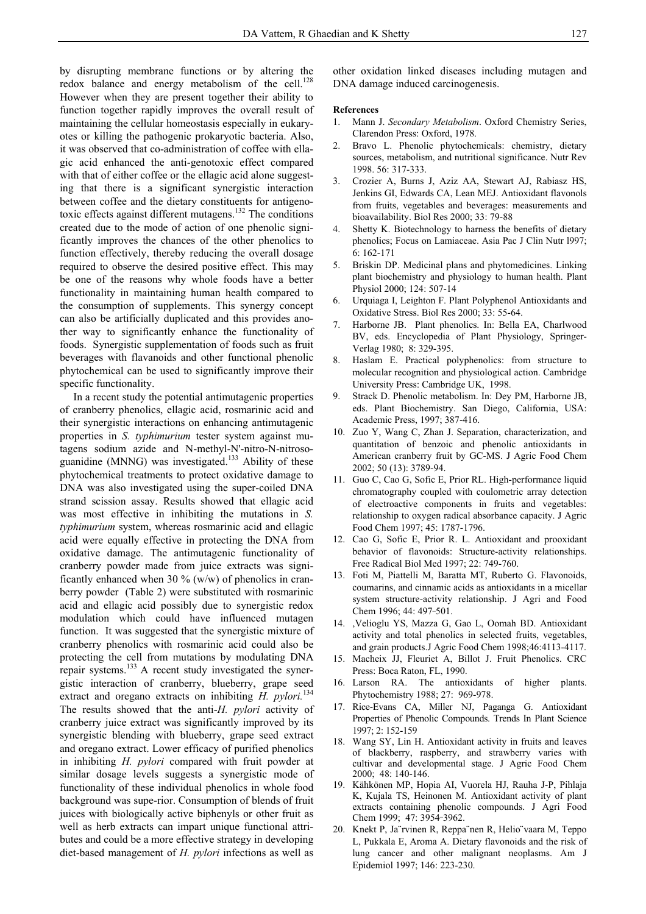by disrupting membrane functions or by altering the redox balance and energy metabolism of the cell.[128] However when they are present together their ability to function together rapidly improves the overall result of maintaining the cellular homeostasis especially in eukaryotes or killing the pathogenic prokaryotic bacteria. Also, it was observed that co-administration of coffee with ellagic acid enhanced the anti-genotoxic effect compared with that of either coffee or the ellagic acid alone suggesting that there is a significant synergistic interaction between coffee and the dietary constituents for antigenotoxic effects against different mutagens.[132] The conditions created due to the mode of action of one phenolic significantly improves the chances of the other phenolics to function effectively, thereby reducing the overall dosage required to observe the desired positive effect. This may be one of the reasons why whole foods have a better functionality in maintaining human health compared to the consumption of supplements. This synergy concept can also be artificially duplicated and this provides another way to significantly enhance the functionality of foods. Synergistic supplementation of foods such as fruit beverages with flavanoids and other functional phenolic phytochemical can be used to significantly improve their specific functionality.

In a recent study the potential antimutagenic properties of cranberry phenolics, ellagic acid, rosmarinic acid and their synergistic interactions on enhancing antimutagenic properties in *S. typhimurium* tester system against mutagens sodium azide and N-methyl-N'-nitro-N-nitrosoguanidine (MNNG) was investigated.[133] Ability of these phytochemical treatments to protect oxidative damage to DNA was also investigated using the super-coiled DNA strand scission assay. Results showed that ellagic acid was most effective in inhibiting the mutations in *S. typhimurium* system, whereas rosmarinic acid and ellagic acid were equally effective in protecting the DNA from oxidative damage. The antimutagenic functionality of cranberry powder made from juice extracts was significantly enhanced when 30 % (w/w) of phenolics in cranberry powder (Table 2) were substituted with rosmarinic acid and ellagic acid possibly due to synergistic redox modulation which could have influenced mutagen function. It was suggested that the synergistic mixture of cranberry phenolics with rosmarinic acid could also be protecting the cell from mutations by modulating DNA repair systems.[133] A recent study investigated the synergistic interaction of cranberry, blueberry, grape seed extract and oregano extracts on inhibiting *H. pylori.*[134] The results showed that the anti-*H. pylori* activity of cranberry juice extract was significantly improved by its synergistic blending with blueberry, grape seed extract and oregano extract. Lower efficacy of purified phenolics in inhibiting *H. pylori* compared with fruit powder at similar dosage levels suggests a synergistic mode of functionality of these individual phenolics in whole food background was supe-rior. Consumption of blends of fruit juices with biologically active biphenyls or other fruit as well as herb extracts can impart unique functional attributes and could be a more effective strategy in developing diet-based management of *H. pylori* infections as well as other oxidation linked diseases including mutagen and DNA damage induced carcinogenesis.

**References**

1. Mann J. *Secondary Metabolism*. Oxford Chemistry Series, Clarendon Press: Oxford, 1978.
2. Bravo L. Phenolic phytochemicals: chemistry, dietary sources, metabolism, and nutritional significance. Nutr Rev 1998. 56: 317-333.
3. Crozier A, Burns J, Aziz AA, Stewart AJ, Rabiasz HS, Jenkins GI, Edwards CA, Lean MEJ. Antioxidant flavonols from fruits, vegetables and beverages: measurements and bioavailability. Biol Res 2000; 33: 79-88
4. Shetty K. Biotechnology to harness the benefits of dietary phenolics; Focus on Lamiaceae. Asia Pac J Clin Nutr l997; 6: 162-171
5. Briskin DP. Medicinal plans and phytomedicines. Linking plant biochemistry and physiology to human health. Plant Physiol 2000; 124: 507-14
6. Urquiaga I, Leighton F. Plant Polyphenol Antioxidants and Oxidative Stress. Biol Res 2000; 33: 55-64.
7. Harborne JB. Plant phenolics. In: Bella EA, Charlwood BV, eds. Encyclopedia of Plant Physiology, Springer-Verlag 1980; 8: 329-395.
8. Haslam E. Practical polyphenolics: from structure to molecular recognition and physiological action. Cambridge University Press: Cambridge UK, 1998.
9. Strack D. Phenolic metabolism. In: Dey PM, Harborne JB, eds. Plant Biochemistry. San Diego, California, USA: Academic Press, 1997; 387-416.
10. Zuo Y, Wang C, Zhan J. Separation, characterization, and quantitation of benzoic and phenolic antioxidants in American cranberry fruit by GC-MS. J Agric Food Chem 2002; 50 (13): 3789-94.
11. Guo C, Cao G, Sofic E, Prior RL. High-performance liquid chromatography coupled with coulometric array detection of electroactive components in fruits and vegetables: relationship to oxygen radical absorbance capacity. J Agric Food Chem 1997; 45: 1787-1796.
12. Cao G, Sofic E, Prior R. L. Antioxidant and prooxidant behavior of flavonoids: Structure-activity relationships. Free Radical Biol Med 1997; 22: 749-760.
13. Foti M, Piattelli M, Baratta MT, Ruberto G. Flavonoids, coumarins, and cinnamic acids as antioxidants in a micellar system structure-activity relationship. J Agri and Food Chem 1996; 44: 497–501.
14. ,Velioglu YS, Mazza G, Gao L, Oomah BD. Antioxidant activity and total phenolics in selected fruits, vegetables, and grain products.J Agric Food Chem 1998;46:4113-4117.
15. Macheix JJ, Fleuriet A, Billot J. Fruit Phenolics. CRC Press: Boca Raton, FL, 1990.
16. Larson RA. The antioxidants of higher plants. Phytochemistry 1988; 27: 969-978.
17. Rice-Evans CA, Miller NJ, Paganga G. Antioxidant Properties of Phenolic Compounds. Trends In Plant Science 1997; 2: 152-159
18. Wang SY, Lin H. Antioxidant activity in fruits and leaves of blackberry, raspberry, and strawberry varies with cultivar and developmental stage. J Agric Food Chem 2000; 48: 140-146.
19. Kähkönen MP, Hopia AI, Vuorela HJ, Rauha J-P, Pihlaja K, Kujala TS, Heinonen M. Antioxidant activity of plant extracts containing phenolic compounds. J Agri Food Chem 1999; 47: 3954–3962.
20. Knekt P, Ja¨rvinen R, Reppa¨nen R, Helio¨vaara M, Teppo L, Pukkala E, Aroma A. Dietary flavonoids and the risk of lung cancer and other malignant neoplasms. Am J Epidemiol 1997; 146: 223-230.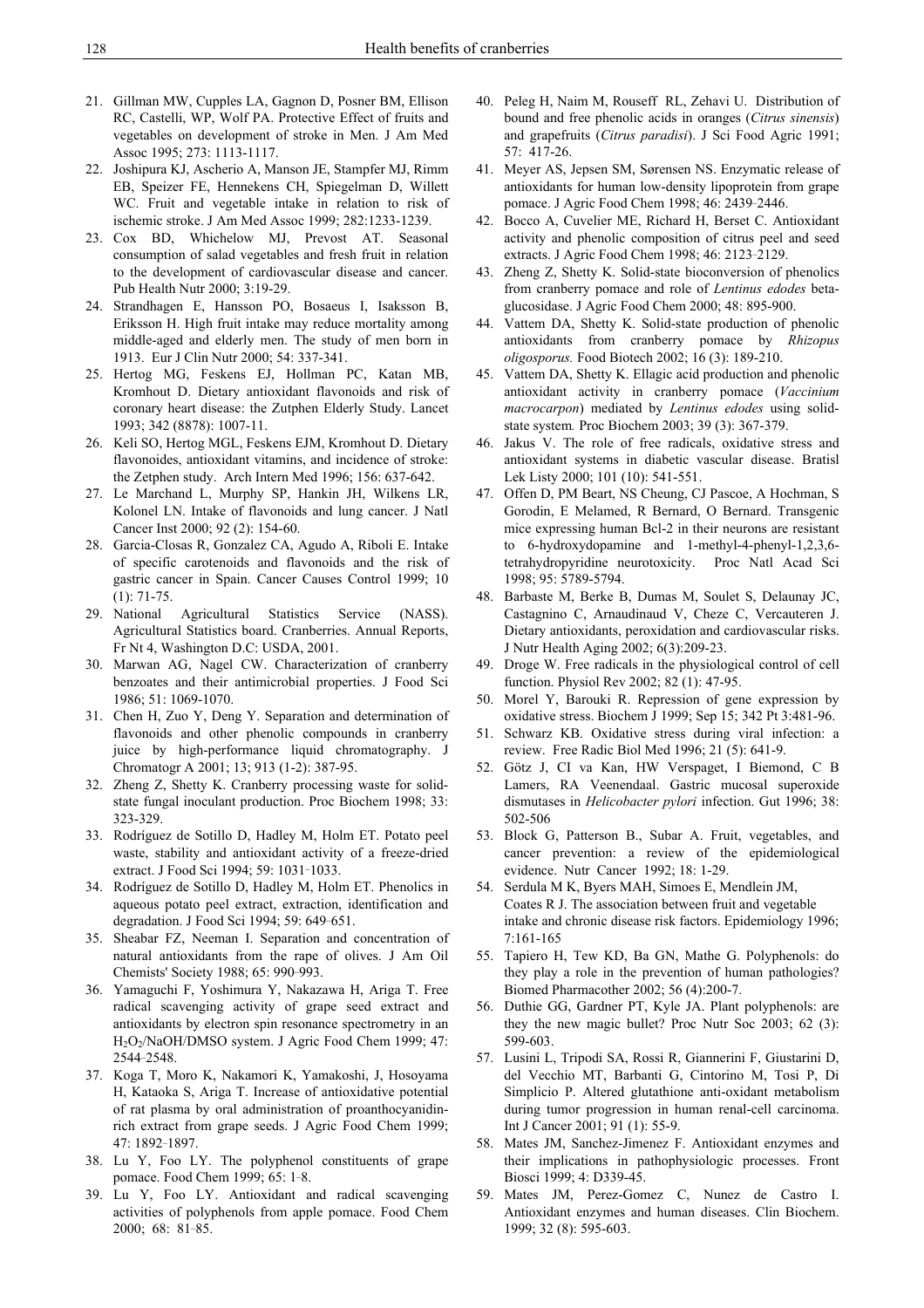21. Gillman MW, Cupples LA, Gagnon D, Posner BM, Ellison RC, Castelli, WP, Wolf PA. Protective Effect of fruits and vegetables on development of stroke in Men. J Am Med Assoc 1995; 273: 1113-1117.
22. Joshipura KJ, Ascherio A, Manson JE, Stampfer MJ, Rimm EB, Speizer FE, Hennekens CH, Spiegelman D, Willett WC. Fruit and vegetable intake in relation to risk of ischemic stroke. J Am Med Assoc 1999; 282:1233-1239.
23. Cox BD, Whichelow MJ, Prevost AT. Seasonal consumption of salad vegetables and fresh fruit in relation to the development of cardiovascular disease and cancer. Pub Health Nutr 2000; 3:19-29.
24. Strandhagen E, Hansson PO, Bosaeus I, Isaksson B, Eriksson H. High fruit intake may reduce mortality among middle-aged and elderly men. The study of men born in 1913. Eur J Clin Nutr 2000; 54: 337-341.
25. Hertog MG, Feskens EJ, Hollman PC, Katan MB, Kromhout D. Dietary antioxidant flavonoids and risk of coronary heart disease: the Zutphen Elderly Study. Lancet 1993; 342 (8878): 1007-11.
26. Keli SO, Hertog MGL, Feskens EJM, Kromhout D. Dietary flavonoides, antioxidant vitamins, and incidence of stroke: the Zetphen study. Arch Intern Med 1996; 156: 637-642.
27. Le Marchand L, Murphy SP, Hankin JH, Wilkens LR, Kolonel LN. Intake of flavonoids and lung cancer. J Natl Cancer Inst 2000; 92 (2): 154-60.
28. Garcia-Closas R, Gonzalez CA, Agudo A, Riboli E. Intake of specific carotenoids and flavonoids and the risk of gastric cancer in Spain. Cancer Causes Control 1999; 10 (1): 71-75.
29. National Agricultural Statistics Service (NASS). Agricultural Statistics board. Cranberries. Annual Reports, Fr Nt 4, Washington D.C: USDA, 2001.
30. Marwan AG, Nagel CW. Characterization of cranberry benzoates and their antimicrobial properties. J Food Sci 1986; 51: 1069-1070.
31. Chen H, Zuo Y, Deng Y. Separation and determination of flavonoids and other phenolic compounds in cranberry juice by high-performance liquid chromatography. J Chromatogr A 2001; 13; 913 (1-2): 387-95.
32. Zheng Z, Shetty K. Cranberry processing waste for solid-state fungal inoculant production. Proc Biochem 1998; 33: 323-329.
33. Rodríguez de Sotillo D, Hadley M, Holm ET. Potato peel waste, stability and antioxidant activity of a freeze-dried extract. J Food Sci 1994; 59: 1031–1033.
34. Rodríguez de Sotillo D, Hadley M, Holm ET. Phenolics in aqueous potato peel extract, extraction, identification and degradation. J Food Sci 1994; 59: 649–651.
35. Sheabar FZ, Neeman I. Separation and concentration of natural antioxidants from the rape of olives. J Am Oil Chemists' Society 1988; 65: 990–993.
36. Yamaguchi F, Yoshimura Y, Nakazawa H, Ariga T. Free radical scavenging activity of grape seed extract and antioxidants by electron spin resonance spectrometry in an $H_2O_2$/NaOH/DMSO system. J Agric Food Chem 1999; 47: 2544–2548.
37. Koga T, Moro K, Nakamori K, Yamakoshi, J, Hosoyama H, Kataoka S, Ariga T. Increase of antioxidative potential of rat plasma by oral administration of proanthocyanidin-rich extract from grape seeds. J Agric Food Chem 1999; 47: 1892–1897.
38. Lu Y, Foo LY. The polyphenol constituents of grape pomace. Food Chem 1999; 65: 1–8.
39. Lu Y, Foo LY. Antioxidant and radical scavenging activities of polyphenols from apple pomace. Food Chem 2000; 68: 81–85.
40. Peleg H, Naim M, Rouseff RL, Zehavi U. Distribution of bound and free phenolic acids in oranges (*Citrus sinensis*) and grapefruits (*Citrus paradisi*). J Sci Food Agric 1991; 57: 417-26.
41. Meyer AS, Jepsen SM, Sørensen NS. Enzymatic release of antioxidants for human low-density lipoprotein from grape pomace. J Agric Food Chem 1998; 46: 2439–2446.
42. Bocco A, Cuvelier ME, Richard H, Berset C. Antioxidant activity and phenolic composition of citrus peel and seed extracts. J Agric Food Chem 1998; 46: 2123–2129.
43. Zheng Z, Shetty K. Solid-state bioconversion of phenolics from cranberry pomace and role of *Lentinus edodes* beta-glucosidase. J Agric Food Chem 2000; 48: 895-900.
44. Vattem DA, Shetty K. Solid-state production of phenolic antioxidants from cranberry pomace by *Rhizopus oligosporus.* Food Biotech 2002; 16 (3): 189-210.
45. Vattem DA, Shetty K. Ellagic acid production and phenolic antioxidant activity in cranberry pomace (*Vaccinium macrocarpon*) mediated by *Lentinus edodes* using solid-state system*.* Proc Biochem 2003; 39 (3): 367-379.
46. Jakus V. The role of free radicals, oxidative stress and antioxidant systems in diabetic vascular disease. Bratisl Lek Listy 2000; 101 (10): 541-551.
47. Offen D, PM Beart, NS Cheung, CJ Pascoe, A Hochman, S Gorodin, E Melamed, R Bernard, O Bernard. Transgenic mice expressing human Bcl-2 in their neurons are resistant to 6-hydroxydopamine and 1-methyl-4-phenyl-1,2,3,6-tetrahydropyridine neurotoxicity. Proc Natl Acad Sci 1998; 95: 5789-5794.
48. Barbaste M, Berke B, Dumas M, Soulet S, Delaunay JC, Castagnino C, Arnaudinaud V, Cheze C, Vercauteren J. Dietary antioxidants, peroxidation and cardiovascular risks. J Nutr Health Aging 2002; 6(3):209-23.
49. Droge W. Free radicals in the physiological control of cell function. Physiol Rev 2002; 82 (1): 47-95.
50. Morel Y, Barouki R. Repression of gene expression by oxidative stress. Biochem J 1999; Sep 15; 342 Pt 3:481-96.
51. Schwarz KB. Oxidative stress during viral infection: a review. Free Radic Biol Med 1996; 21 (5): 641-9.
52. Götz J, CI va Kan, HW Verspaget, I Biemond, C B Lamers, RA Veenendaal. Gastric mucosal superoxide dismutases in *Helicobacter pylori* infection. Gut 1996; 38: 502-506
53. Block G, Patterson B., Subar A. Fruit, vegetables, and cancer prevention: a review of the epidemiological evidence. Nutr Cancer 1992; 18: 1-29.
54. Serdula M K, Byers MAH, Simoes E, Mendlein JM, Coates R J. The association between fruit and vegetable intake and chronic disease risk factors. Epidemiology 1996; 7:161-165
55. Tapiero H, Tew KD, Ba GN, Mathe G. Polyphenols: do they play a role in the prevention of human pathologies? Biomed Pharmacother 2002; 56 (4):200-7.
56. Duthie GG, Gardner PT, Kyle JA. Plant polyphenols: are they the new magic bullet? Proc Nutr Soc 2003; 62 (3): 599-603.
57. Lusini L, Tripodi SA, Rossi R, Giannerini F, Giustarini D, del Vecchio MT, Barbanti G, Cintorino M, Tosi P, Di Simplicio P. Altered glutathione anti-oxidant metabolism during tumor progression in human renal-cell carcinoma. Int J Cancer 2001; 91 (1): 55-9.
58. Mates JM, Sanchez-Jimenez F. Antioxidant enzymes and their implications in pathophysiologic processes. Front Biosci 1999; 4: D339-45.
59. Mates JM, Perez-Gomez C, Nunez de Castro I. Antioxidant enzymes and human diseases. Clin Biochem. 1999; 32 (8): 595-603.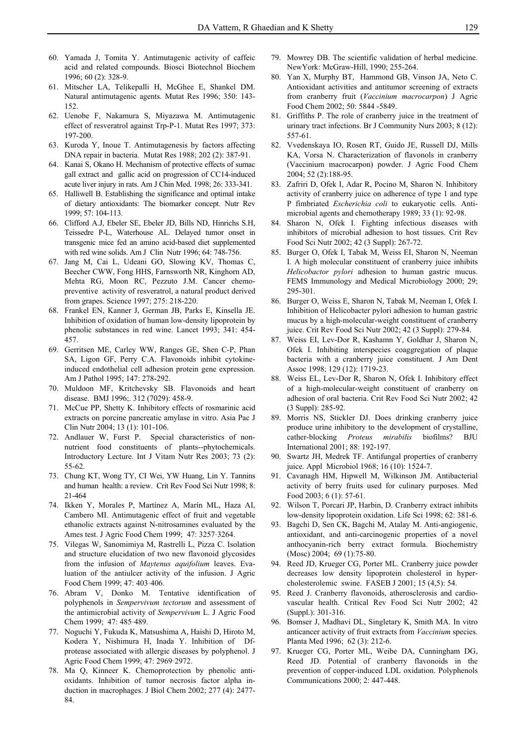60. Yamada J, Tomita Y. Antimutagenic activity of caffeic acid and related compounds. Biosci Biotechnol Biochem 1996; 60 (2): 328-9.
61. Mitscher LA, Telikepalli H, McGhee E, Shankel DM. Natural antimutagenic agents. Mutat Res 1996; 350: 143-152.
62. Uenobe F, Nakamura S, Miyazawa M. Antimutagenic effect of resveratrol against Trp-P-1. Mutat Res 1997; 373: 197-200.
63. Kuroda Y, Inoue T. Antimutagenesis by factors affecting DNA repair in bacteria. Mutat Res 1988; 202 (2): 387-91.
64. Kanai S, Okano H. Mechanism of protective effects of sumac gall extract and gallic acid on progression of CC14-induced acute liver injury in rats. Am J Chin Med. 1998; 26: 333-341.
65. Halliwell B. Establishing the significance and optimal intake of dietary antioxidants: The biomarker concept. Nutr Rev 1999; 57: 104-113.
66. Clifford A.J, Ebeler SE, Ebeler JD, Bills ND, Hinrichs S.H, Teissedre P-L, Waterhouse AL. Delayed tumor onset in transgenic mice fed an amino acid-based diet supplemented with red wine solids. Am J Clin Nutr 1996; 64: 748-756.
67. Jang M, Cai L, Udeani GO, Slowing KV, Thomas C, Beecher CWW, Fong HHS, Farnsworth NR, Kinghorn AD, Mehta RG, Moon RC, Pezzuto J.M. Cancer chemopreventive activity of resveratrol, a natural product derived from grapes. Science 1997; 275: 218-220.
68. Frankel EN, Kanner J, German JB, Parks E, Kinsella JE. Inhibition of oxidation of human low-density lipoprotein by phenolic substances in red wine. Lancet 1993; 341: 454-457.
69. Gerritsen ME, Carley WW, Ranges GE, Shen C-P, Phan SA, Ligon GF, Perry C.A. Flavonoids inhibit cytokine-induced endothelial cell adhesion protein gene expression. Am J Pathol 1995; 147: 278-292.
70. Muldoon MF, Kritchevsky SB. Flavonoids and heart disease. BMJ 1996;. 312 (7029): 458-9.
71. McCue PP, Shetty K. Inhibitory effects of rosmarinic acid extracts on porcine pancreatic amylase in vitro. Asia Pac J Clin Nutr 2004; 13 (1): 101-106.
72. Andlauer W, Furst P. Special characteristics of non-nutrient food constituents of plants--phytochemicals. Introductory Lecture. Int J Vitam Nutr Res 2003; 73 (2): 55-62.
73. Chung KT, Wong TY, CI Wei, YW Huang, Lin Y. Tannins and human health: a review. Crit Rev Food Sci Nutr 1998; 8: 21-464
74. Ikken Y, Morales P, Martínez A, Marín ML, Haza AI, Cambero MI. Antimutagenic effect of fruit and vegetable ethanolic extracts against N-nitrosamines evaluated by the Ames test. J Agric Food Chem 1999; 47: 3257–3264.
75. Vilegas W, Sanomimiya M, Rastrelli L, Pizza C. Isolation and structure elucidation of two new flavonoid glycosides from the infusion of *Maytenus aquifolium* leaves. Evaluation of the antiulcer activity of the infusion. J Agric Food Chem 1999; 47: 403–406.
76. Abram V, Donko M. Tentative identification of polyphenols in *Sempervivum tectorum* and assessment of the antimicrobial activity of *Sempervivum* L. J Agric Food Chem 1999; 47: 485–489.
77. Noguchi Y, Fukuda K, Matsushima A, Haishi D, Hiroto M, Kodera Y, Nishimura H, Inada Y. Inhibition of Df-protease associated with allergic diseases by polyphenol. J Agric Food Chem 1999; 47: 2969–2972.
78. Ma Q, Kinneer K. Chemoprotection by phenolic antioxidants. Inhibition of tumor necrosis factor alpha induction in macrophages. J Biol Chem 2002; 277 (4): 2477-84.
79. Mowrey DB. The scientific validation of herbal medicine. NewYork: McGraw-Hill, 1990; 255-264.
80. Yan X, Murphy BT, Hammond GB, Vinson JA, Neto C. Antioxidant activities and antitumor screening of extracts from cranberry fruit (*Vaccinium macrocarpon*) J Agric Food Chem 2002; 50: 5844 -5849.
81. Griffiths P. The role of cranberry juice in the treatment of urinary tract infections. Br J Community Nurs 2003; 8 (12): 557-61.
82. Vvedenskaya IO, Rosen RT, Guido JE, Russell DJ, Mills KA, Vorsa N. Characterization of flavonols in cranberry (Vaccinium macrocarpon) powder. J Agric Food Chem 2004; 52 (2):188-95.
83. Zafriri D, Ofek I, Adar R, Pocino M, Sharon N. Inhibitory activity of cranberry juice on adherence of type 1 and type P fimbriated *Escherichia coli* to eukaryotic cells. Antimicrobial agents and chemotherapy 1989; 33 (1): 92-98.
84. Sharon N, Ofek I. Fighting infectious diseases with inhibitors of microbial adhesion to host tissues. Crit Rev Food Sci Nutr 2002; 42 (3 Suppl): 267-72.
85. Burger O, Ofek I, Tabak M, Weiss EI, Sharon N, Neeman I. A high molecular constituent of cranberry juice inhibits *Helicobactor pylori* adhesion to human gastric mucus. FEMS Immunology and Medical Microbiology 2000; 29; 295-301.
86. Burger O, Weiss E, Sharon N, Tabak M, Neeman I, Ofek I. Inhibition of Helicobacter pylori adhesion to human gastric mucus by a high-molecular-weight constituent of cranberry juice. Crit Rev Food Sci Nutr 2002; 42 (3 Suppl): 279-84.
87. Weiss EI, Lev-Dor R, Kashamn Y, Goldhar J, Sharon N, Ofek I. Inhibiting interspecies coaggregation of plaque bacteria with a cranberry juice constituent. J Am Dent Assoc 1998; 129 (12): 1719-23.
88. Weiss EL, Lev-Dor R, Sharon N, Ofek I. Inhibitory effect of a high-molecular-weight constituent of cranberry on adhesion of oral bacteria. Crit Rev Food Sci Nutr 2002; 42 (3 Suppl): 285-92.
89. Morris NS, Stickler DJ. Does drinking cranberry juice produce urine inhibitory to the development of crystalline, cather-blocking *Proteus mirabilis* biofilms? BJU International 2001; 88: 192-197.
90. Swartz JH, Medrek TF. Antifungal properties of cranberry juice. Appl Microbiol 1968; 16 (10): 1524-7.
91. Cavanagh HM, Hipwell M, Wilkinson JM. Antibacterial activity of berry fruits used for culinary purposes. Med Food 2003; 6 (1): 57-61.
92. Wilson T, Porcari JP, Harbin, D. Cranberry extract inhibits low-density lipoprotein oxidation. Life Sci 1998; 62: 381-6.
93. Bagchi D, Sen CK, Bagchi M, Atalay M. Anti-angiogenic, antioxidant, and anti-carcinogenic properties of a novel anthocyanin-rich berry extract formula. Biochemistry (Mosc) 2004; 69 (1):75-80.
94. Reed JD, Krueger CG, Porter ML. Cranberry juice powder decreases low density lipoprotein cholesterol in hypercholesterolemic swine. FASEB J 2001; 15 (4,5): 54.
95. Reed J. Cranberry flavonoids, atherosclerosis and cardiovascular health. Critical Rev Food Sci Nutr 2002; 42 (Suppl.): 301-316.
96. Bomser J, Madhavi DL, Singletary K, Smith MA. In vitro anticancer activity of fruit extracts from *Vaccinium* species. Planta Med 1996; 62 (3): 212-6.
97. Krueger CG, Porter ML, Weibe DA, Cunningham DG, Reed JD. Potential of cranberry flavonoids in the prevention of copper-induced LDL oxidation. Polyphenols Communications 2000; 2: 447-448.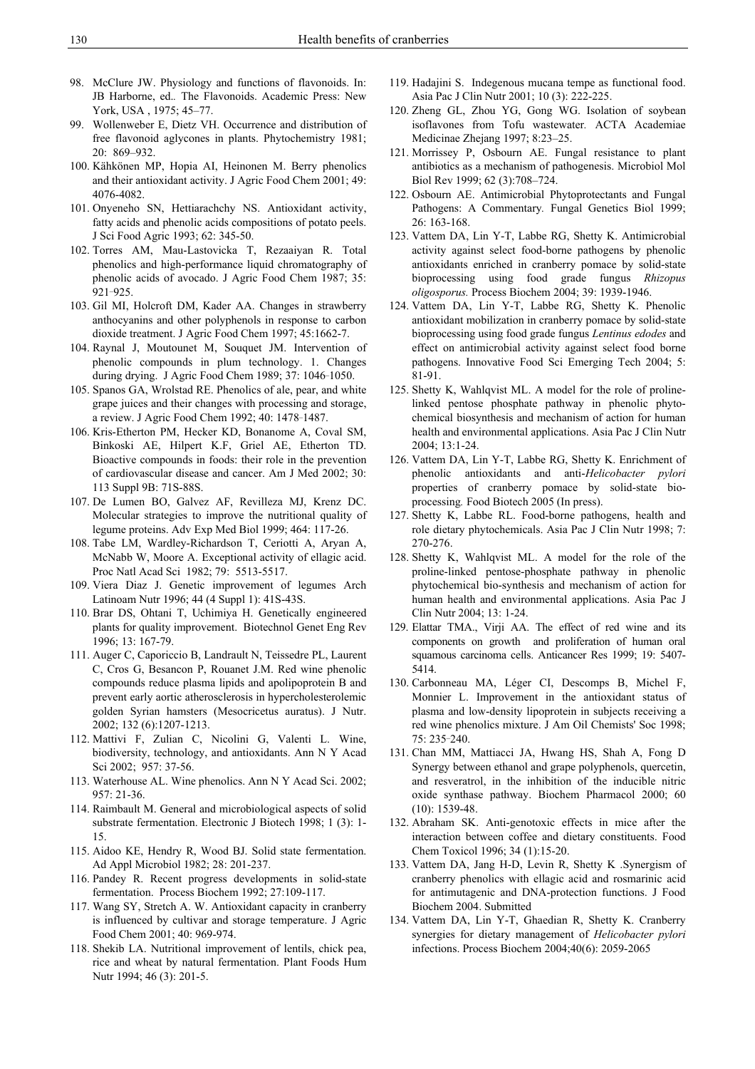98. McClure JW. Physiology and functions of flavonoids. In: JB Harborne, ed.. The Flavonoids. Academic Press: New York, USA , 1975; 45–77.
99. Wollenweber E, Dietz VH. Occurrence and distribution of free flavonoid aglycones in plants. Phytochemistry 1981; 20: 869–932.
100. Kähkönen MP, Hopia AI, Heinonen M. Berry phenolics and their antioxidant activity. J Agric Food Chem 2001; 49: 4076-4082.
101. Onyeneho SN, Hettiarachchy NS. Antioxidant activity, fatty acids and phenolic acids compositions of potato peels. J Sci Food Agric 1993; 62: 345-50.
102. Torres AM, Mau-Lastovicka T, Rezaaiyan R. Total phenolics and high-performance liquid chromatography of phenolic acids of avocado. J Agric Food Chem 1987; 35: 921–925.
103. Gil MI, Holcroft DM, Kader AA. Changes in strawberry anthocyanins and other polyphenols in response to carbon dioxide treatment. J Agric Food Chem 1997; 45:1662-7.
104. Raynal J, Moutounet M, Souquet JM. Intervention of phenolic compounds in plum technology. 1. Changes during drying. J Agric Food Chem 1989; 37: 1046–1050.
105. Spanos GA, Wrolstad RE. Phenolics of ale, pear, and white grape juices and their changes with processing and storage, a review. J Agric Food Chem 1992; 40: 1478–1487.
106. Kris-Etherton PM, Hecker KD, Bonanome A, Coval SM, Binkoski AE, Hilpert K.F, Griel AE, Etherton TD. Bioactive compounds in foods: their role in the prevention of cardiovascular disease and cancer. Am J Med 2002; 30: 113 Suppl 9B: 71S-88S.
107. De Lumen BO, Galvez AF, Revilleza MJ, Krenz DC. Molecular strategies to improve the nutritional quality of legume proteins. Adv Exp Med Biol 1999; 464: 117-26.
108. Tabe LM, Wardley-Richardson T, Ceriotti A, Aryan A, McNabb W, Moore A. Exceptional activity of ellagic acid. Proc Natl Acad Sci 1982; 79: 5513-5517.
109. Viera Diaz J. Genetic improvement of legumes Arch Latinoam Nutr 1996; 44 (4 Suppl 1): 41S-43S.
110. Brar DS, Ohtani T, Uchimiya H. Genetically engineered plants for quality improvement. Biotechnol Genet Eng Rev 1996; 13: 167-79.
111. Auger C, Caporiccio B, Landrault N, Teissedre PL, Laurent C, Cros G, Besancon P, Rouanet J.M. Red wine phenolic compounds reduce plasma lipids and apolipoprotein B and prevent early aortic atherosclerosis in hypercholesterolemic golden Syrian hamsters (Mesocricetus auratus). J Nutr. 2002; 132 (6):1207-1213.
112. Mattivi F, Zulian C, Nicolini G, Valenti L. Wine, biodiversity, technology, and antioxidants. Ann N Y Acad Sci 2002; 957: 37-56.
113. Waterhouse AL. Wine phenolics. Ann N Y Acad Sci. 2002; 957: 21-36.
114. Raimbault M. General and microbiological aspects of solid substrate fermentation. Electronic J Biotech 1998; 1 (3): 1-15.
115. Aidoo KE, Hendry R, Wood BJ. Solid state fermentation. Ad Appl Microbiol 1982; 28: 201-237.
116. Pandey R. Recent progress developments in solid-state fermentation. Process Biochem 1992; 27:109-117.
117. Wang SY, Stretch A. W. Antioxidant capacity in cranberry is influenced by cultivar and storage temperature. J Agric Food Chem 2001; 40: 969-974.
118. Shekib LA. Nutritional improvement of lentils, chick pea, rice and wheat by natural fermentation. Plant Foods Hum Nutr 1994; 46 (3): 201-5.
119. Hadajini S. Indegenous mucana tempe as functional food. Asia Pac J Clin Nutr 2001; 10 (3): 222-225.
120. Zheng GL, Zhou YG, Gong WG. Isolation of soybean isoflavones from Tofu wastewater. ACTA Academiae Medicinae Zhejang 1997; 8:23–25.
121. Morrissey P, Osbourn AE. Fungal resistance to plant antibiotics as a mechanism of pathogenesis. Microbiol Mol Biol Rev 1999; 62 (3):708–724.
122. Osbourn AE. Antimicrobial Phytoprotectants and Fungal Pathogens: A Commentary. Fungal Genetics Biol 1999; 26: 163-168.
123. Vattem DA, Lin Y-T, Labbe RG, Shetty K. Antimicrobial activity against select food-borne pathogens by phenolic antioxidants enriched in cranberry pomace by solid-state bioprocessing using food grade fungus *Rhizopus oligosporus.* Process Biochem 2004; 39: 1939-1946.
124. Vattem DA, Lin Y-T, Labbe RG, Shetty K. Phenolic antioxidant mobilization in cranberry pomace by solid-state bioprocessing using food grade fungus *Lentinus edodes* and effect on antimicrobial activity against select food borne pathogens. Innovative Food Sci Emerging Tech 2004; 5: 81-91.
125. Shetty K, Wahlqvist ML. A model for the role of proline-linked pentose phosphate pathway in phenolic phytochemical biosynthesis and mechanism of action for human health and environmental applications. Asia Pac J Clin Nutr 2004; 13:1-24.
126. Vattem DA, Lin Y-T, Labbe RG, Shetty K. Enrichment of phenolic antioxidants and anti-*Helicobacter pylori* properties of cranberry pomace by solid-state bioprocessing. Food Biotech 2005 (In press).
127. Shetty K, Labbe RL. Food-borne pathogens, health and role dietary phytochemicals. Asia Pac J Clin Nutr 1998; 7: 270-276.
128. Shetty K, Wahlqvist ML. A model for the role of the proline-linked pentose-phosphate pathway in phenolic phytochemical bio-synthesis and mechanism of action for human health and environmental applications. Asia Pac J Clin Nutr 2004; 13: 1-24.
129. Elattar TMA., Virji AA. The effect of red wine and its components on growth and proliferation of human oral squamous carcinoma cells. Anticancer Res 1999; 19: 5407-5414.
130. Carbonneau MA, Léger CI, Descomps B, Michel F, Monnier L. Improvement in the antioxidant status of plasma and low-density lipoprotein in subjects receiving a red wine phenolics mixture. J Am Oil Chemists' Soc 1998; 75: 235–240.
131. Chan MM, Mattiacci JA, Hwang HS, Shah A, Fong D Synergy between ethanol and grape polyphenols, quercetin, and resveratrol, in the inhibition of the inducible nitric oxide synthase pathway. Biochem Pharmacol 2000; 60 (10): 1539-48.
132. Abraham SK. Anti-genotoxic effects in mice after the interaction between coffee and dietary constituents. Food Chem Toxicol 1996; 34 (1):15-20.
133. Vattem DA, Jang H-D, Levin R, Shetty K .Synergism of cranberry phenolics with ellagic acid and rosmarinic acid for antimutagenic and DNA-protection functions. J Food Biochem 2004. Submitted
134. Vattem DA, Lin Y-T, Ghaedian R, Shetty K. Cranberry synergies for dietary management of *Helicobacter pylori* infections. Process Biochem 2004;40(6): 2059-2065